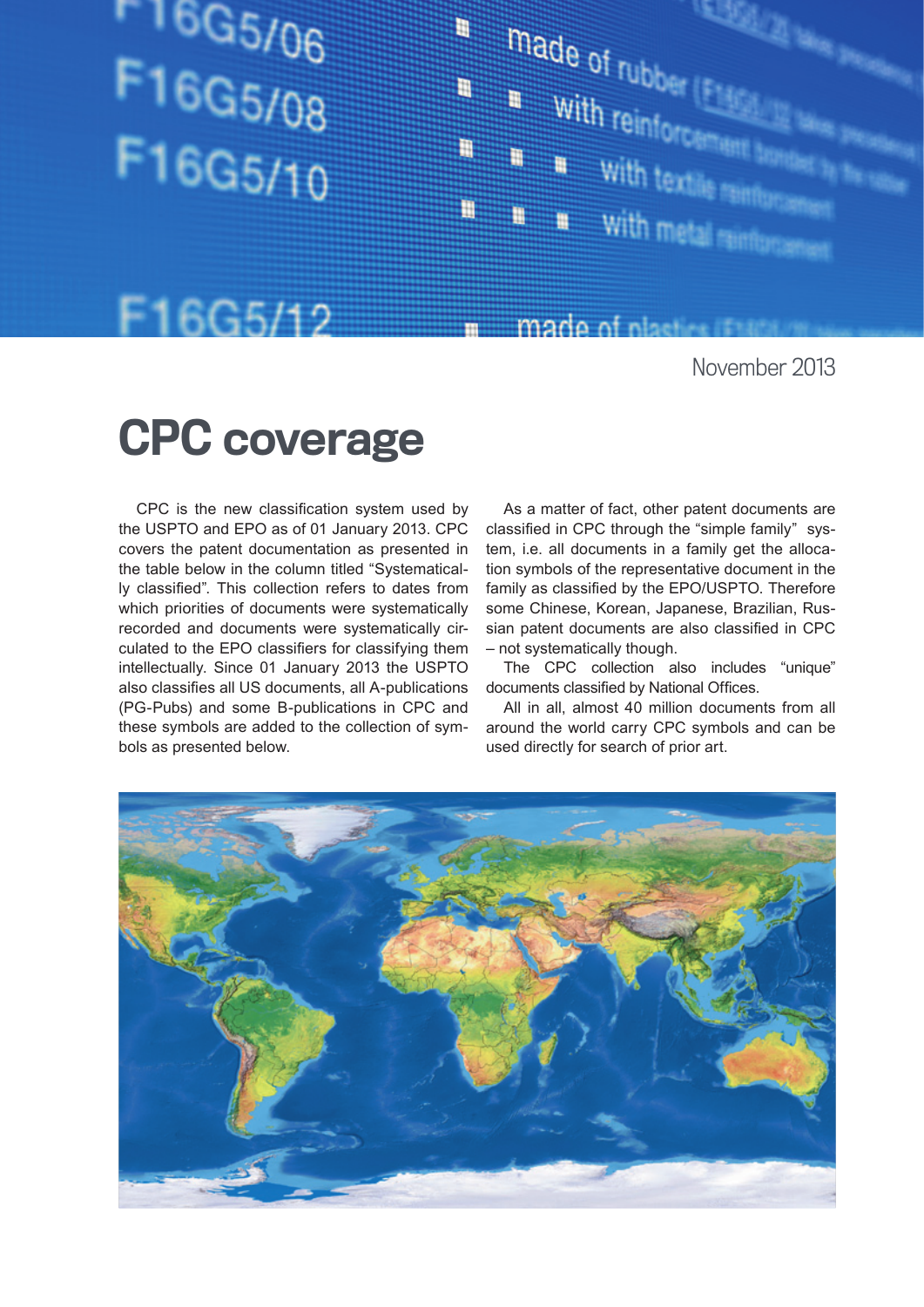November 2013

# CPC coverage

CPC is the new classification system used by the USPTO and EPO as of 01 January 2013. CPC covers the patent documentation as presented in the table below in the column titled "Systematically classified". This collection refers to dates from which priorities of documents were systematically recorded and documents were systematically circulated to the EPO classifiers for classifying them intellectually. Since 01 January 2013 the USPTO also classifies all US documents, all A-publications (PG-Pubs) and some B-publications in CPC and these symbols are added to the collection of symbols as presented below.

As a matter of fact, other patent documents are classified in CPC through the "simple family" system, i.e. all documents in a family get the allocation symbols of the representative document in the family as classified by the EPO/USPTO. Therefore some Chinese, Korean, Japanese, Brazilian, Russian patent documents are also classified in CPC – not systematically though.

The CPC collection also includes "unique" documents classified by National Offices.

All in all, almost 40 million documents from all around the world carry CPC symbols and can be used directly for search of prior art.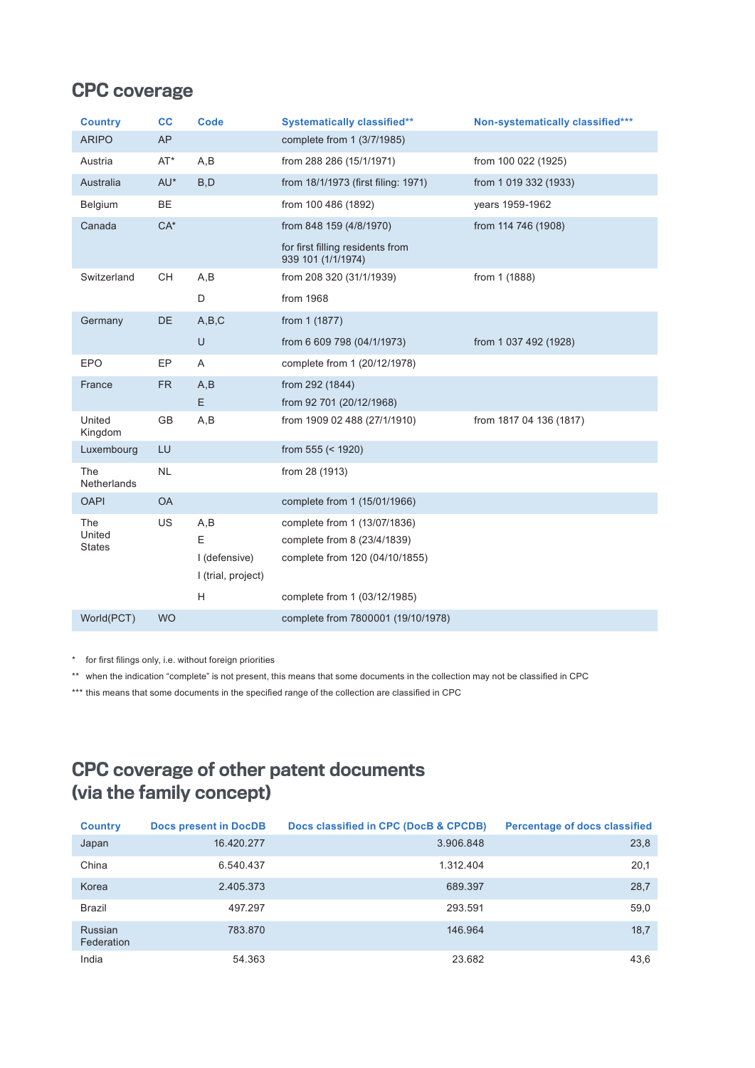## CPC coverage

| Country | CC | Code | Systematically classified** | Non-systematically classified*** |
|---|---|---|---|---|
| ARIPO | AP | | complete from 1 (3/7/1985) | |
| Austria | AT* | A,B | from 288 286 (15/1/1971) | from 100 022 (1925) |
| Australia | AU* | B,D | from 18/1/1973 (first filing: 1971) | from 1 019 332 (1933) |
| Belgium | BE | | from 100 486 (1892) | years 1959-1962 |
| Canada | CA* | | from 848 159 (4/8/1970) | from 114 746 (1908) |
| | | | for first filling residents from 939 101 (1/1/1974) | |
| Switzerland | CH | A,B | from 208 320 (31/1/1939) | from 1 (1888) |
| | | D | from 1968 | |
| Germany | DE | A,B,C | from 1 (1877) | |
| | | U | from 6 609 798 (04/1/1973) | from 1 037 492 (1928) |
| EPO | EP | A | complete from 1 (20/12/1978) | |
| France | FR | A,B | from 292 (1844) | |
| | | E | from 92 701 (20/12/1968) | |
| United Kingdom | GB | A,B | from 1909 02 488 (27/1/1910) | from 1817 04 136 (1817) |
| Luxembourg | LU | | from 555 (< 1920) | |
| The Netherlands | NL | | from 28 (1913) | |
| OAPI | OA | | complete from 1 (15/01/1966) | |
| The United States | US | A,B | complete from 1 (13/07/1836) | |
| | | E | complete from 8 (23/4/1839) | |
| | | I (defensive) | complete from 120 (04/10/1855) | |
| | | I (trial, project) | | |
| | | H | complete from 1 (03/12/1985) | |
| World(PCT) | WO | | complete from 7800001 (19/10/1978) | |

\* for first filings only, i.e. without foreign priorities

** when the indication "complete" is not present, this means that some documents in the collection may not be classified in CPC

*** this means that some documents in the specified range of the collection are classified in CPC

## CPC coverage of other patent documents (via the family concept)

| Country | Docs present in DocDB | Docs classified in CPC (DocB & CPCDB) | Percentage of docs classified |
|---|---|---|---|
| Japan | 16.420.277 | 3.906.848 | 23,8 |
| China | 6.540.437 | 1.312.404 | 20,1 |
| Korea | 2.405.373 | 689.397 | 28,7 |
| Brazil | 497.297 | 293.591 | 59,0 |
| Russian Federation | 783.870 | 146.964 | 18,7 |
| India | 54.363 | 23.682 | 43,6 |